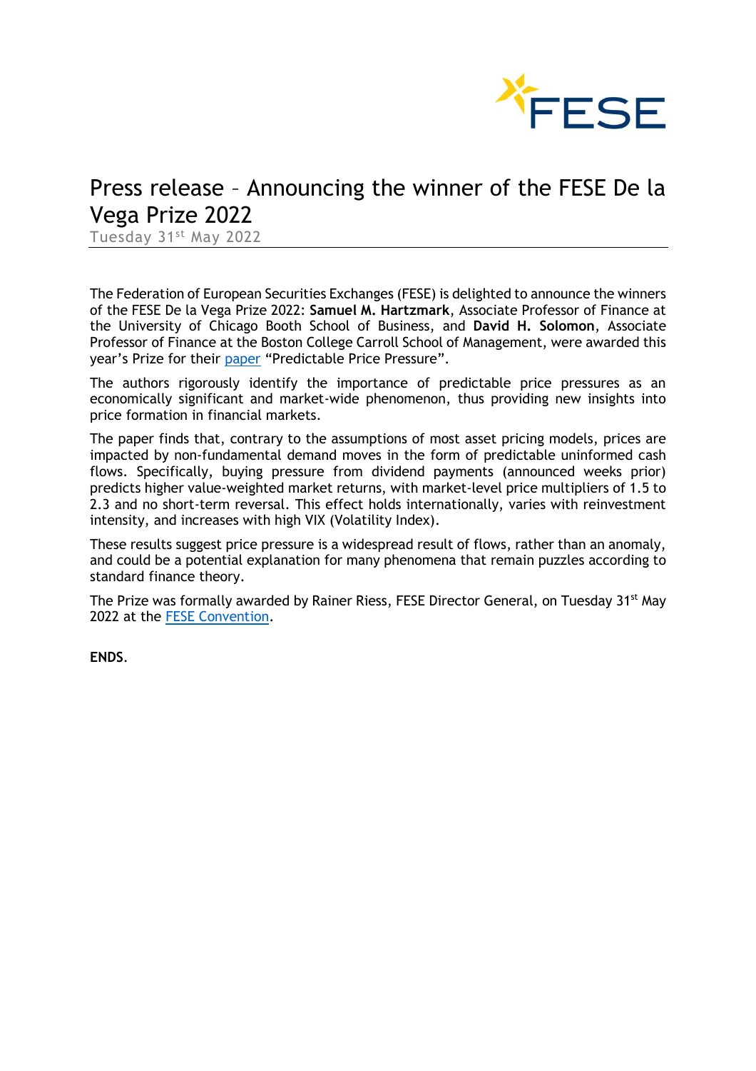# Press release – Announcing the winner of the FESE De la Vega Prize 2022

Tuesday 31st May 2022

The Federation of European Securities Exchanges (FESE) is delighted to announce the winners of the FESE De la Vega Prize 2022: **Samuel M. Hartzmark**, Associate Professor of Finance at the University of Chicago Booth School of Business, and **David H. Solomon**, Associate Professor of Finance at the Boston College Carroll School of Management, were awarded this year's Prize for their paper "Predictable Price Pressure".

The authors rigorously identify the importance of predictable price pressures as an economically significant and market-wide phenomenon, thus providing new insights into price formation in financial markets.

The paper finds that, contrary to the assumptions of most asset pricing models, prices are impacted by non-fundamental demand moves in the form of predictable uninformed cash flows. Specifically, buying pressure from dividend payments (announced weeks prior) predicts higher value-weighted market returns, with market-level price multipliers of 1.5 to 2.3 and no short-term reversal. This effect holds internationally, varies with reinvestment intensity, and increases with high VIX (Volatility Index).

These results suggest price pressure is a widespread result of flows, rather than an anomaly, and could be a potential explanation for many phenomena that remain puzzles according to standard finance theory.

The Prize was formally awarded by Rainer Riess, FESE Director General, on Tuesday 31st May 2022 at the FESE Convention.

**ENDS**.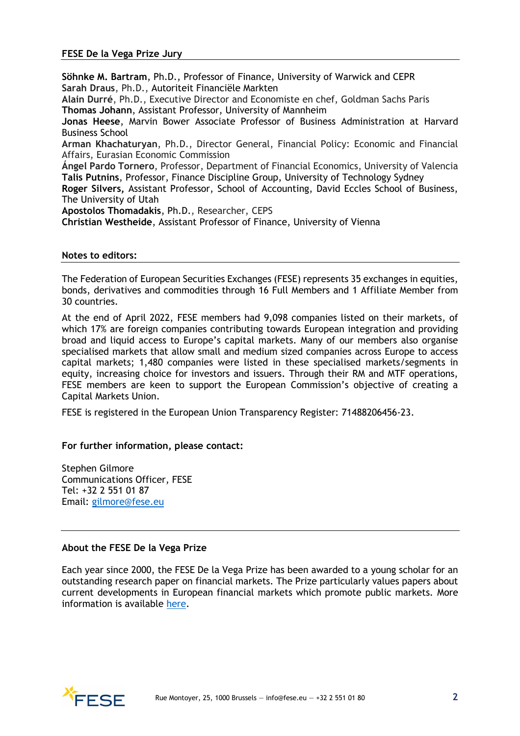## FESE De la Vega Prize Jury

**Söhnke M. Bartram**, Ph.D., Professor of Finance, University of Warwick and CEPR
**Sarah Draus**, Ph.D., Autoriteit Financiële Markten
**Alain Durré**, Ph.D., Executive Director and Economiste en chef, Goldman Sachs Paris
**Thomas Johann**, Assistant Professor, University of Mannheim
**Jonas Heese**, Marvin Bower Associate Professor of Business Administration at Harvard Business School
**Arman Khachaturyan**, Ph.D., Director General, Financial Policy: Economic and Financial Affairs, Eurasian Economic Commission
**Ángel Pardo Tornero**, Professor, Department of Financial Economics, University of Valencia
**Talis Putnins**, Professor, Finance Discipline Group, University of Technology Sydney
**Roger Silvers,** Assistant Professor, School of Accounting, David Eccles School of Business, The University of Utah
**Apostolos Thomadakis**, Ph.D., Researcher, CEPS
**Christian Westheide**, Assistant Professor of Finance, University of Vienna

## Notes to editors:

The Federation of European Securities Exchanges (FESE) represents 35 exchanges in equities, bonds, derivatives and commodities through 16 Full Members and 1 Affiliate Member from 30 countries.

At the end of April 2022, FESE members had 9,098 companies listed on their markets, of which 17% are foreign companies contributing towards European integration and providing broad and liquid access to Europe's capital markets. Many of our members also organise specialised markets that allow small and medium sized companies across Europe to access capital markets; 1,480 companies were listed in these specialised markets/segments in equity, increasing choice for investors and issuers. Through their RM and MTF operations, FESE members are keen to support the European Commission's objective of creating a Capital Markets Union.

FESE is registered in the European Union Transparency Register: 71488206456-23.

## For further information, please contact:

Stephen Gilmore
Communications Officer, FESE
Tel: +32 2 551 01 87
Email: gilmore@fese.eu

---

## About the FESE De la Vega Prize

Each year since 2000, the FESE De la Vega Prize has been awarded to a young scholar for an outstanding research paper on financial markets. The Prize particularly values papers about current developments in European financial markets which promote public markets. More information is available here.